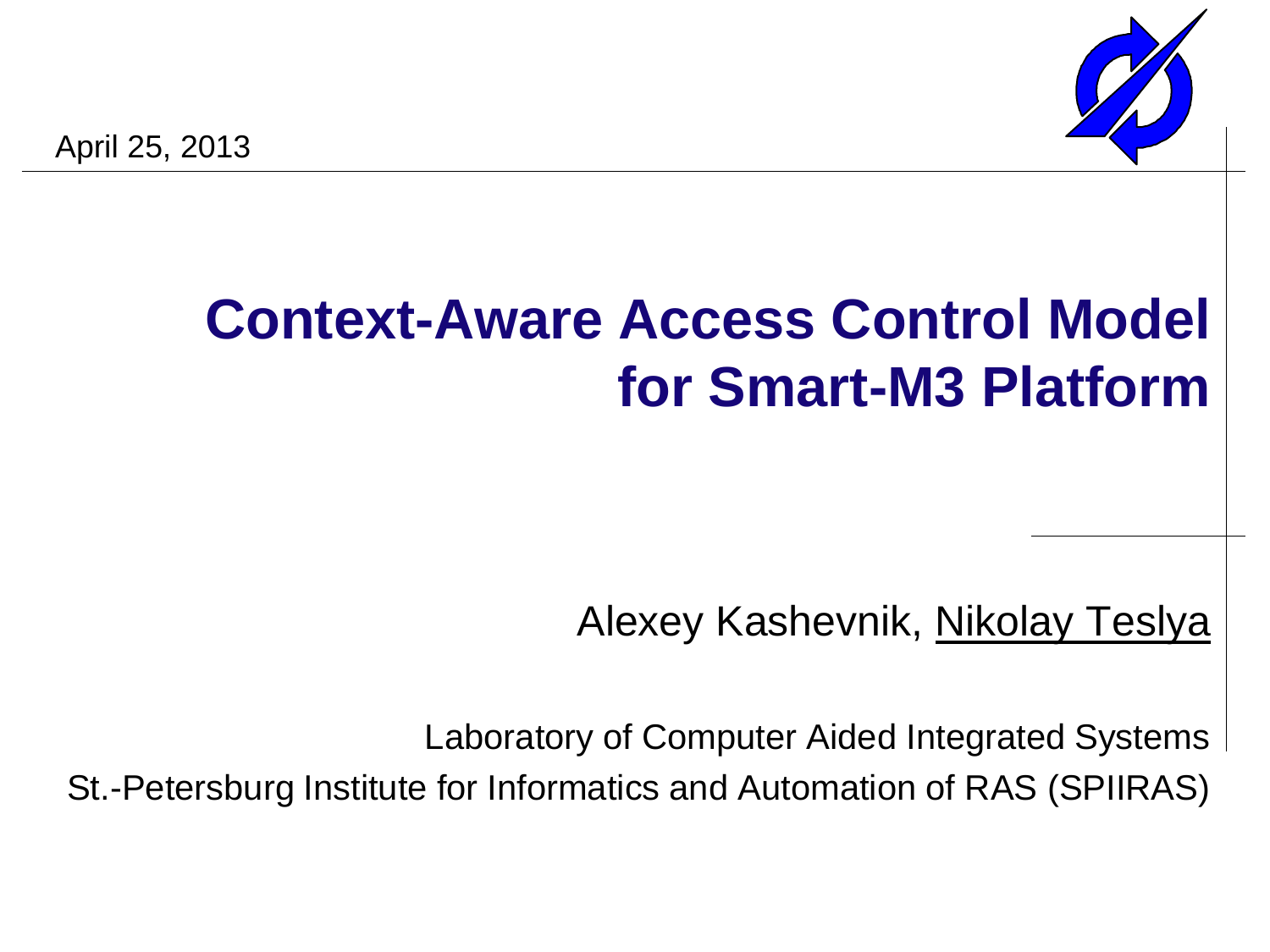April 25, 2013

# Context-Aware Access Control Model for Smart-M3 Platform

Alexey Kashevnik, Nikolay Teslya

Laboratory of Computer Aided Integrated Systems

St.-Petersburg Institute for Informatics and Automation of RAS (SPIIRAS)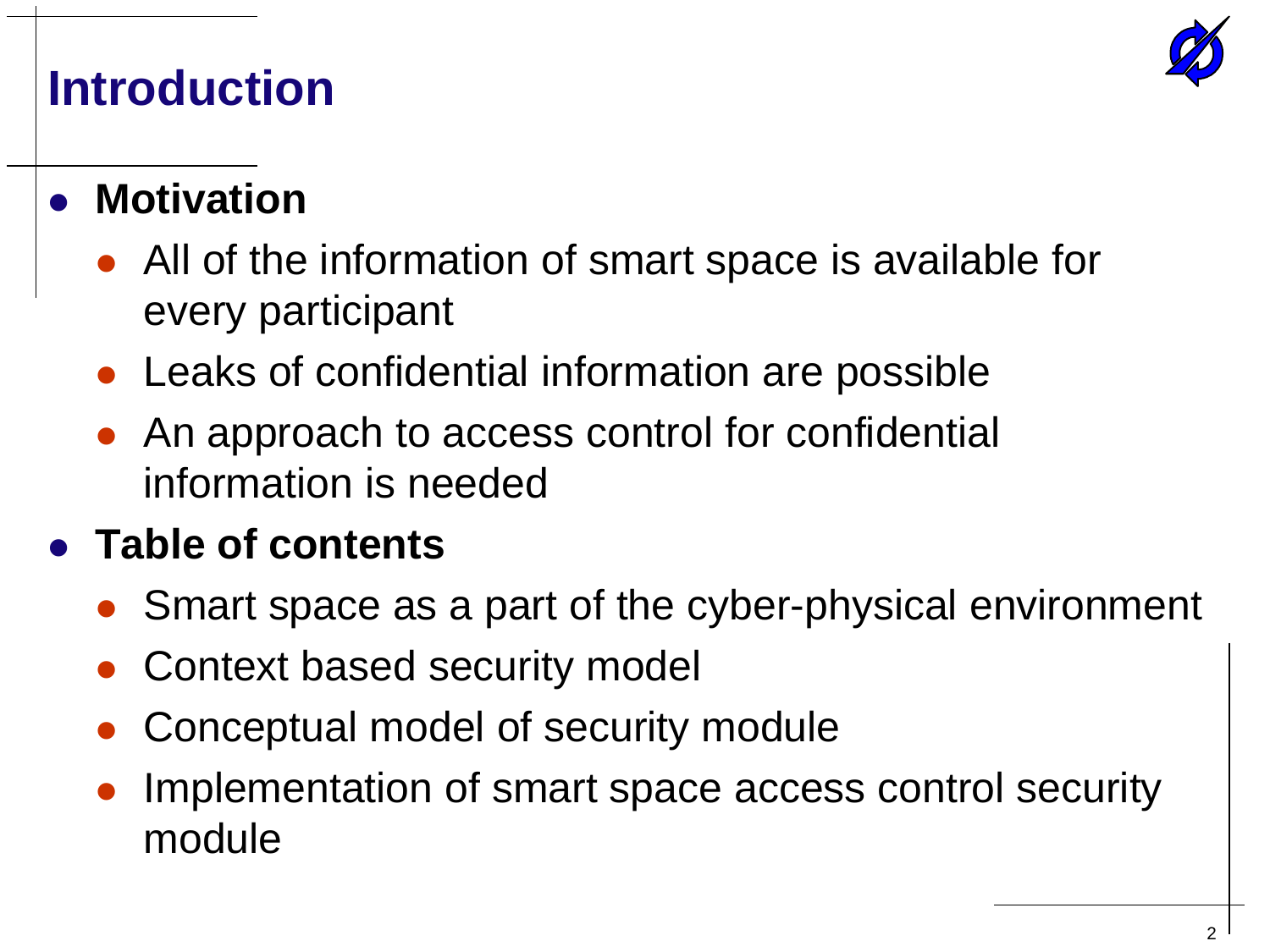# Introduction

- **Motivation**
  - All of the information of smart space is available for every participant
  - Leaks of confidential information are possible
  - An approach to access control for confidential information is needed
- **Table of contents**
  - Smart space as a part of the cyber-physical environment
  - Context based security model
  - Conceptual model of security module
  - Implementation of smart space access control security module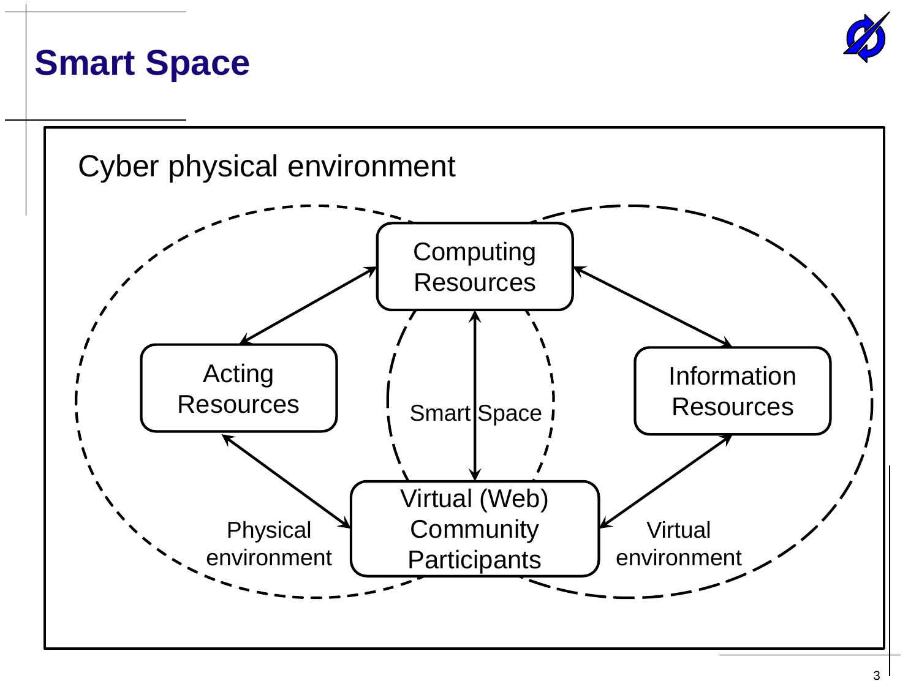# Smart Space

Cyber physical environment

Computing Resources

Acting Resources

Information Resources

Smart Space

Virtual (Web) Community Participants

Physical environment

Virtual environment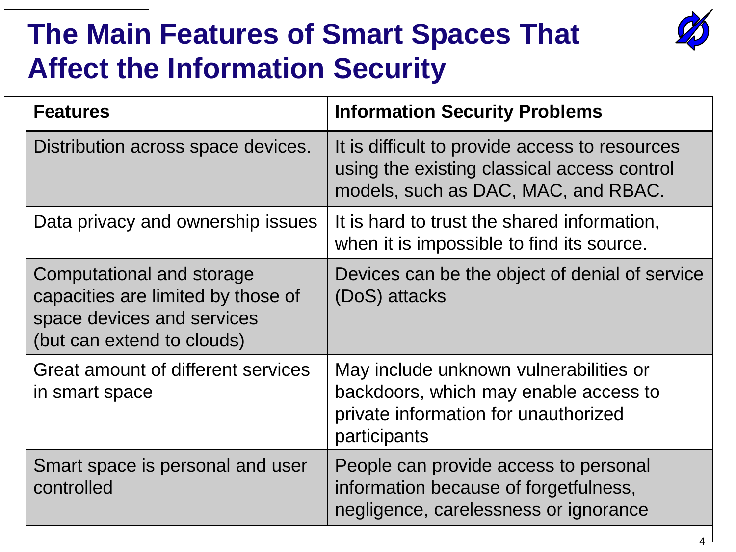# The Main Features of Smart Spaces That Affect the Information Security

| Features | Information Security Problems |
| --- | --- |
| Distribution across space devices. | It is difficult to provide access to resources using the existing classical access control models, such as DAC, MAC, and RBAC. |
| Data privacy and ownership issues | It is hard to trust the shared information, when it is impossible to find its source. |
| Computational and storage capacities are limited by those of space devices and services (but can extend to clouds) | Devices can be the object of denial of service (DoS) attacks |
| Great amount of different services in smart space | May include unknown vulnerabilities or backdoors, which may enable access to private information for unauthorized participants |
| Smart space is personal and user controlled | People can provide access to personal information because of forgetfulness, negligence, carelessness or ignorance |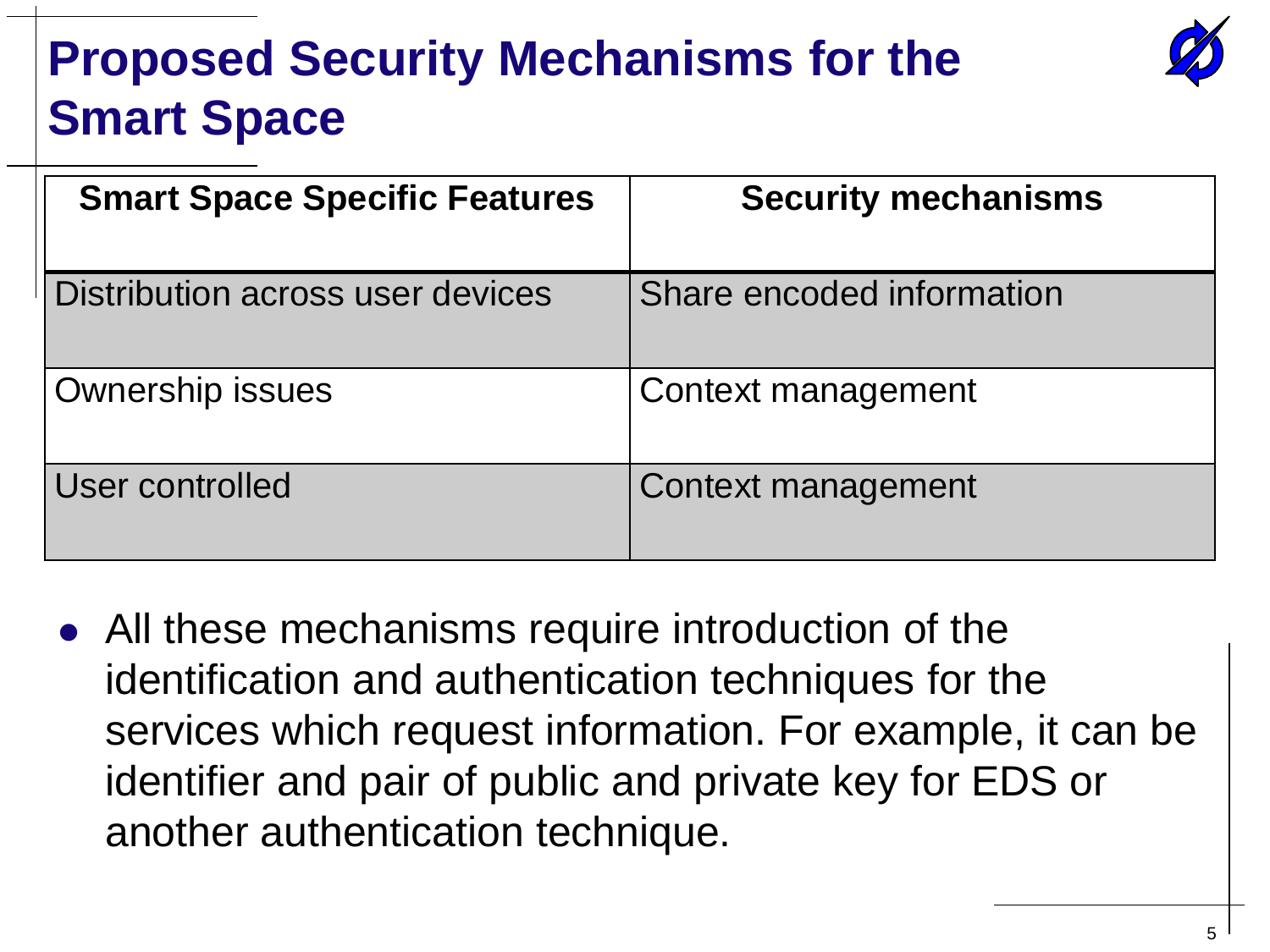# Proposed Security Mechanisms for the Smart Space

| Smart Space Specific Features | Security mechanisms |
| --- | --- |
| Distribution across user devices | Share encoded information |
| Ownership issues | Context management |
| User controlled | Context management |

- All these mechanisms require introduction of the identification and authentication techniques for the services which request information. For example, it can be identifier and pair of public and private key for EDS or another authentication technique.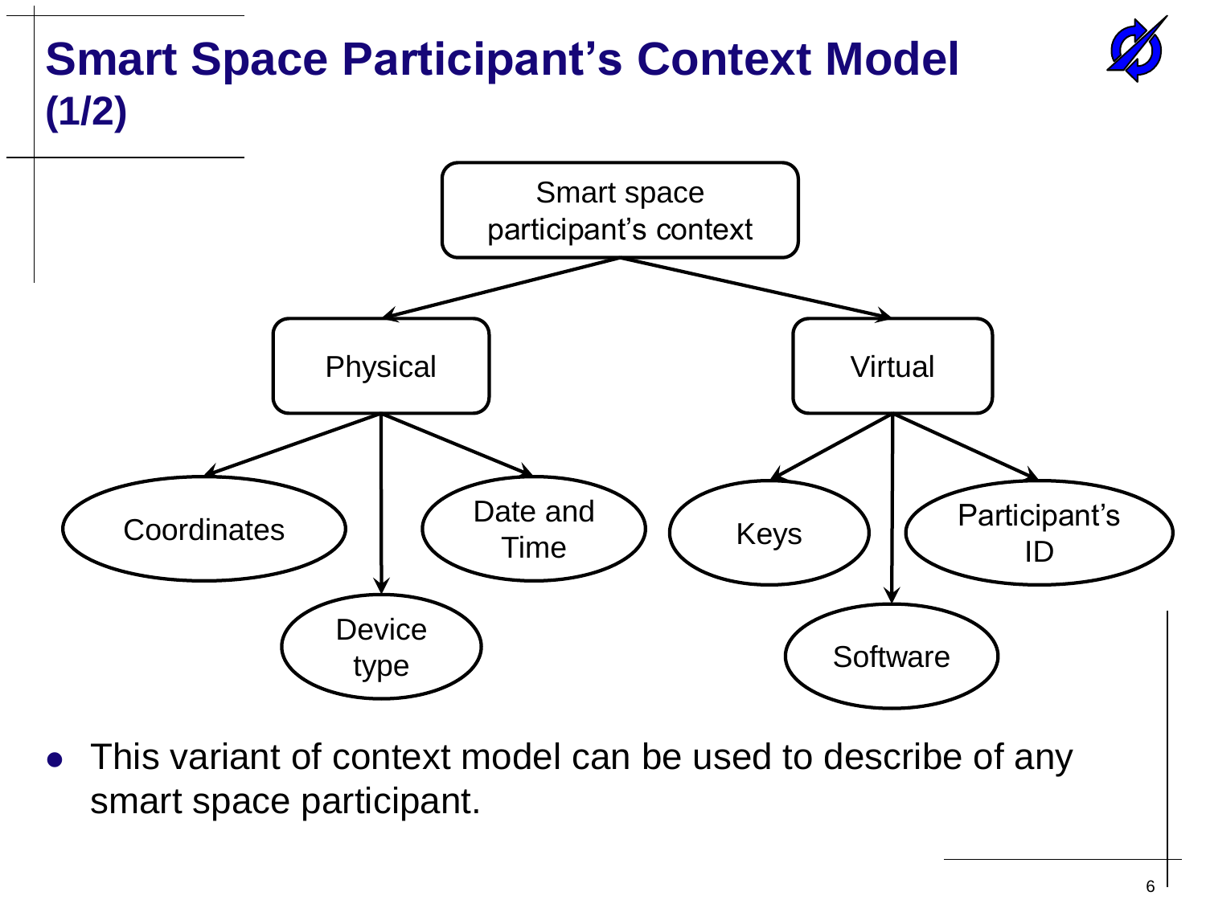# Smart Space Participant's Context Model (1/2)

Smart space participant's context

- Physical
  - Coordinates
  - Device type
  - Date and Time
- Virtual
  - Keys
  - Software
  - Participant's ID

- This variant of context model can be used to describe of any smart space participant.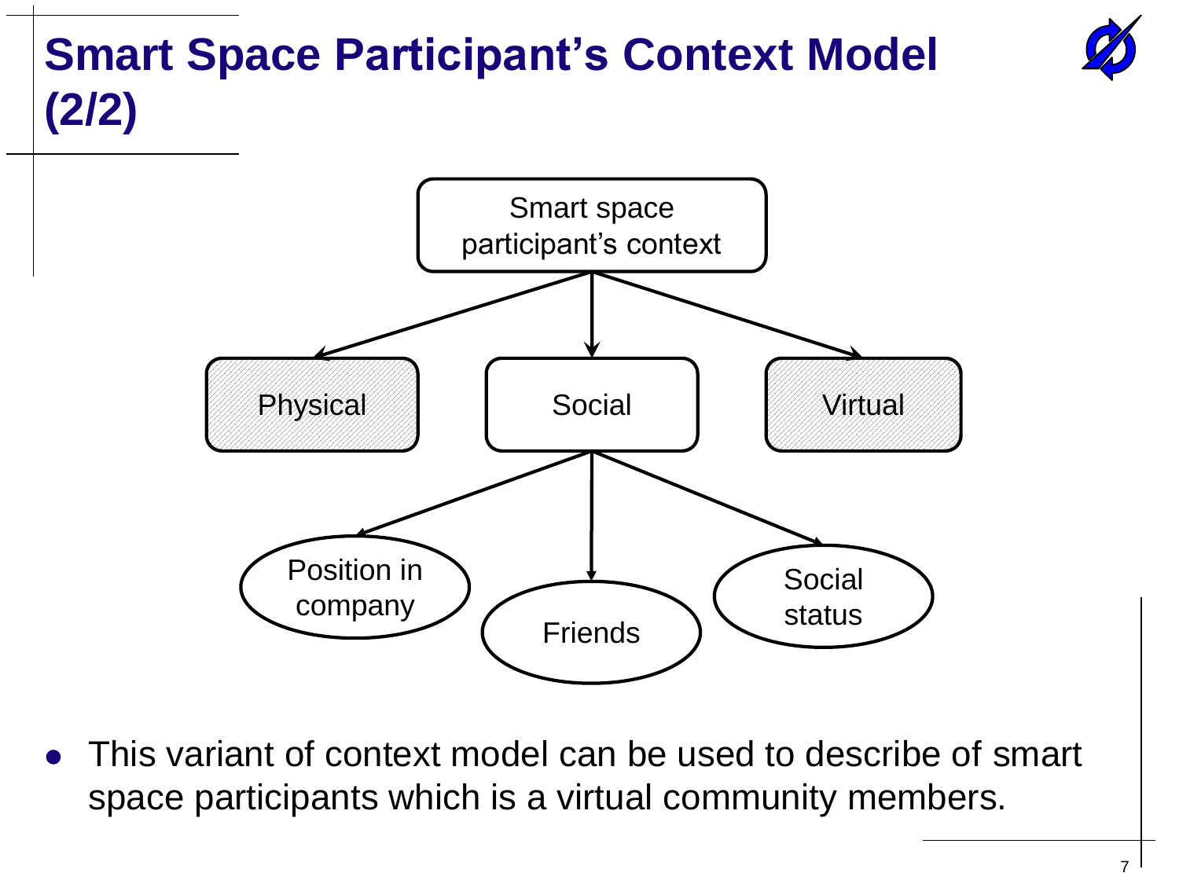# Smart Space Participant's Context Model (2/2)

Smart space participant's context

Physical

Social

Virtual

Position in company

Friends

Social status

- This variant of context model can be used to describe of smart space participants which is a virtual community members.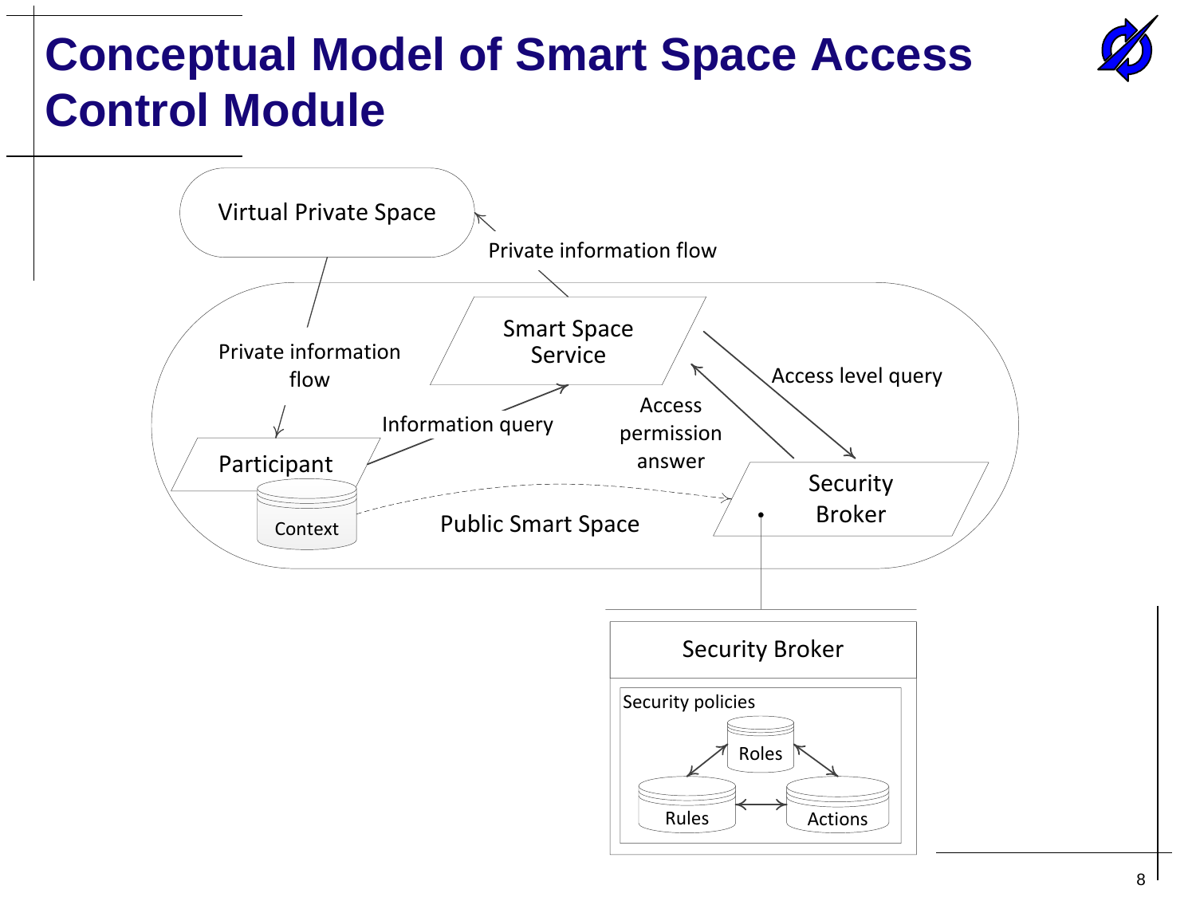# Conceptual Model of Smart Space Access Control Module

Virtual Private Space

Private information flow

Smart Space Service

Access level query

Private information flow

Access permission answer

Information query

Participant

Context

Public Smart Space

Security Broker

Security Broker

Security policies

Roles

Rules

Actions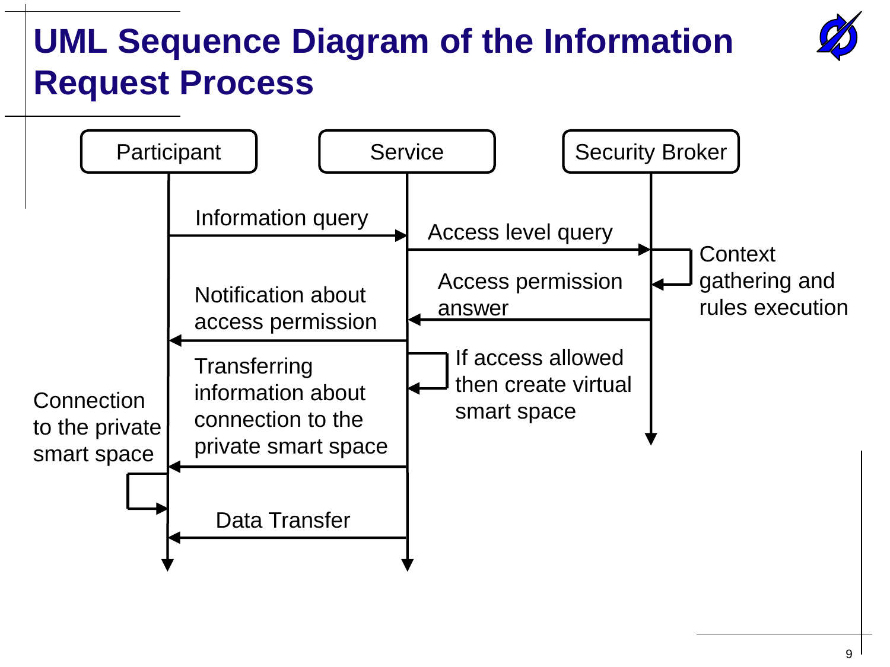# UML Sequence Diagram of the Information Request Process

Participant | Service | Security Broker

- Information query (Participant → Service)
- Access level query (Service → Security Broker)
- Context gathering and rules execution (Security Broker → Security Broker)
- Access permission answer (Security Broker → Service)
- Notification about access permission (Service → Participant)
- If access allowed then create virtual smart space (Service → Service)
- Transferring information about connection to the private smart space (Service → Participant)
- Connection to the private smart space (Participant → Participant)
- Data Transfer (Service → Participant)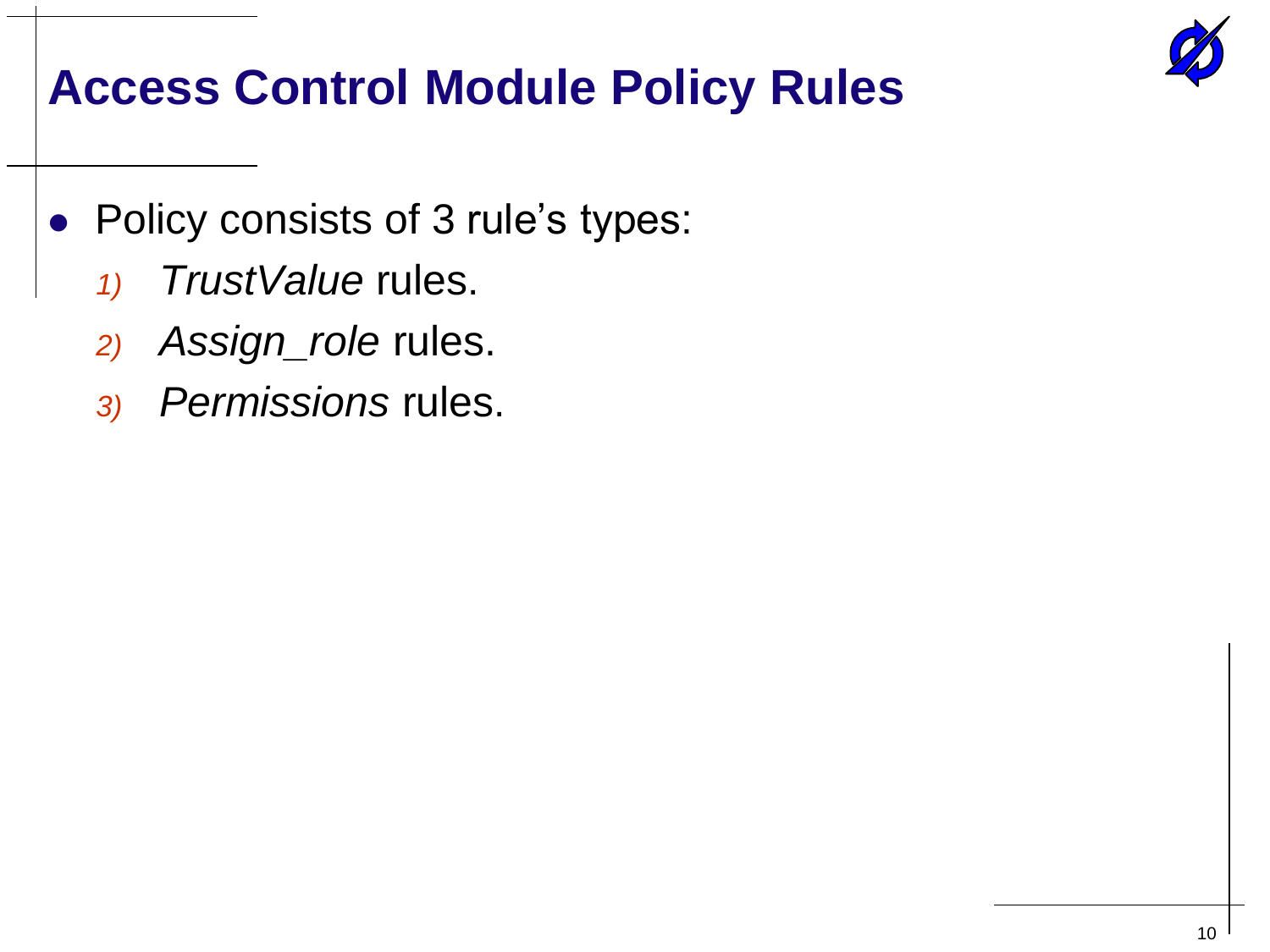# Access Control Module Policy Rules

- Policy consists of 3 rule's types:
  1) *TrustValue* rules.
  2) *Assign_role* rules.
  3) *Permissions* rules.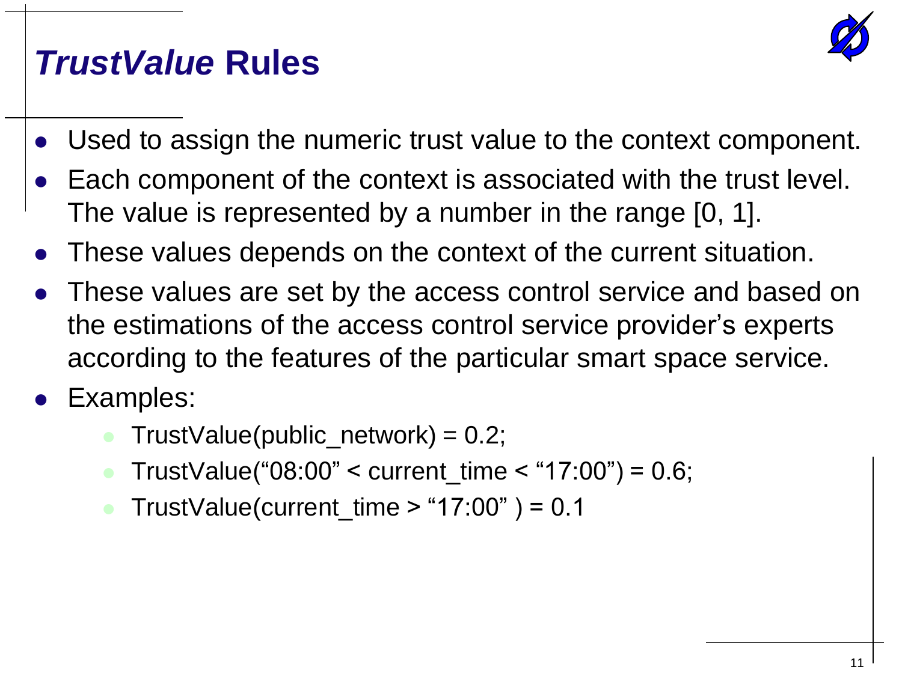# *TrustValue* Rules

- Used to assign the numeric trust value to the context component.
- Each component of the context is associated with the trust level. The value is represented by a number in the range [0, 1].
- These values depends on the context of the current situation.
- These values are set by the access control service and based on the estimations of the access control service provider's experts according to the features of the particular smart space service.
- Examples:
  - TrustValue(public_network) = 0.2;
  - TrustValue("08:00" < current_time < "17:00") = 0.6;
  - TrustValue(current_time > "17:00" ) = 0.1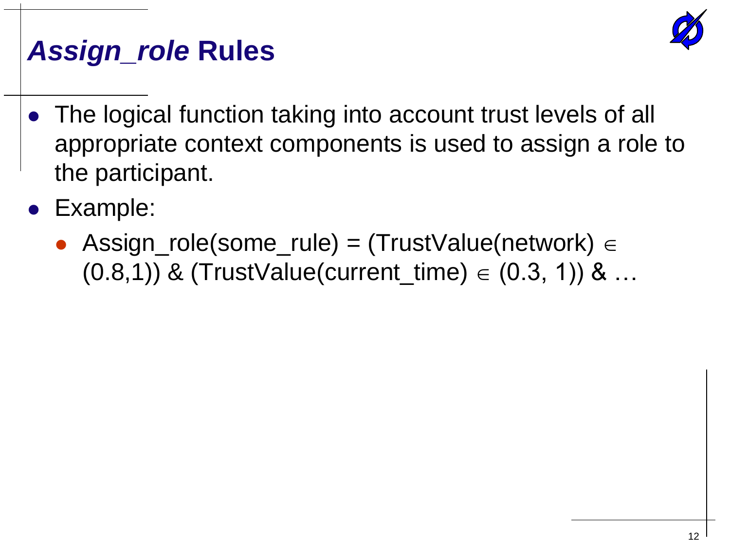# *Assign_role* Rules

- The logical function taking into account trust levels of all appropriate context components is used to assign a role to the participant.
- Example:
  - Assign_role(some_rule) = (TrustValue(network) $\in$ (0.8,1)) & (TrustValue(current_time) $\in$ (0.3, 1)) & …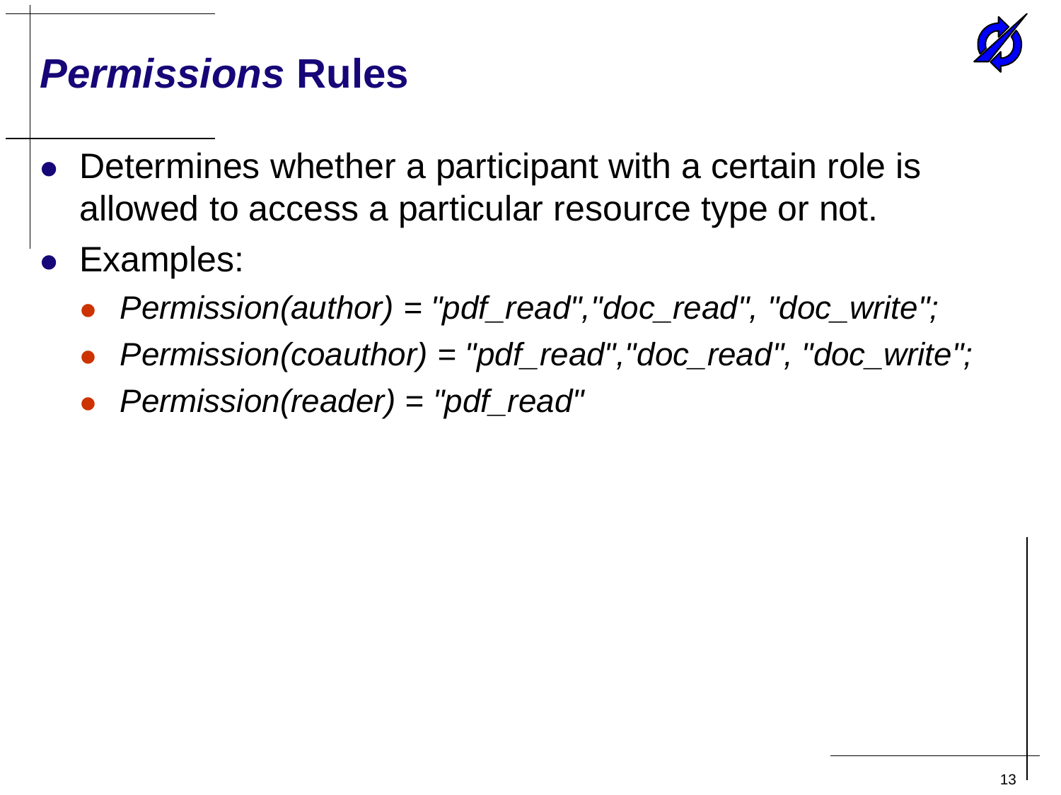# *Permissions* Rules

- Determines whether a participant with a certain role is allowed to access a particular resource type or not.
- Examples:
  - *Permission(author) = "pdf_read","doc_read", "doc_write";*
  - *Permission(coauthor) = "pdf_read","doc_read", "doc_write";*
  - *Permission(reader) = "pdf_read"*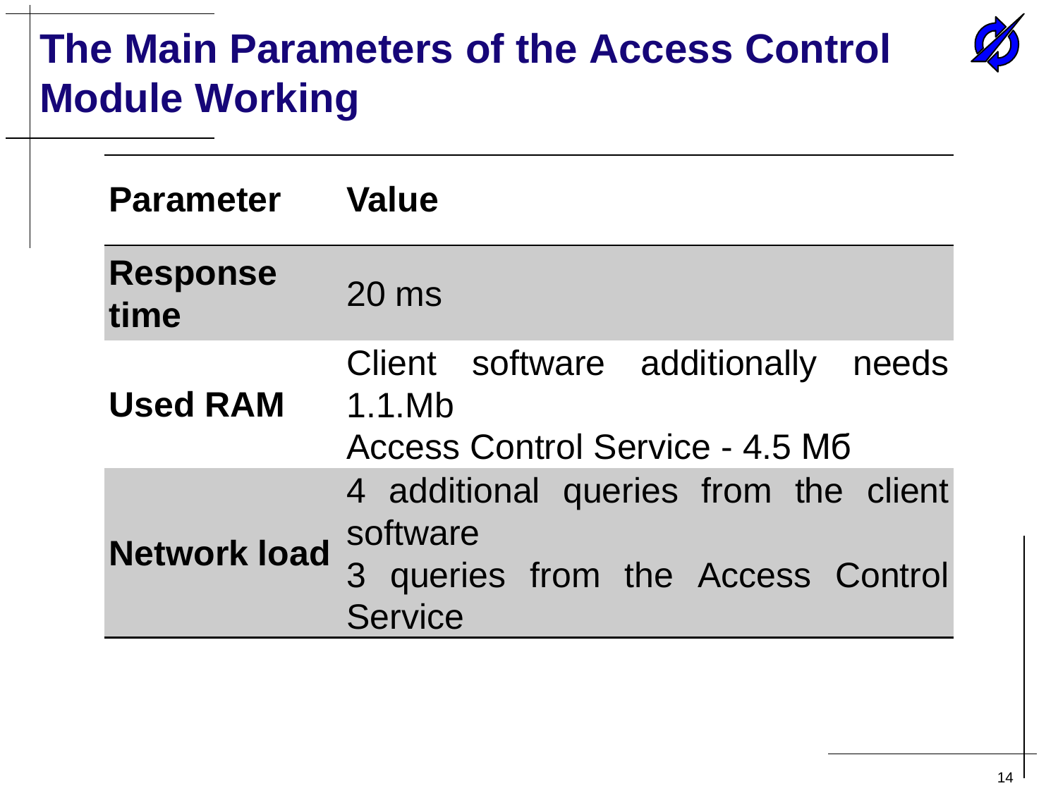# The Main Parameters of the Access Control Module Working

| Parameter | Value |
| --- | --- |
| **Response time** | 20 ms |
| **Used RAM** | Client software additionally needs 1.1.Mb<br>Access Control Service - 4.5 Мб |
| **Network load** | 4 additional queries from the client software<br>3 queries from the Access Control Service |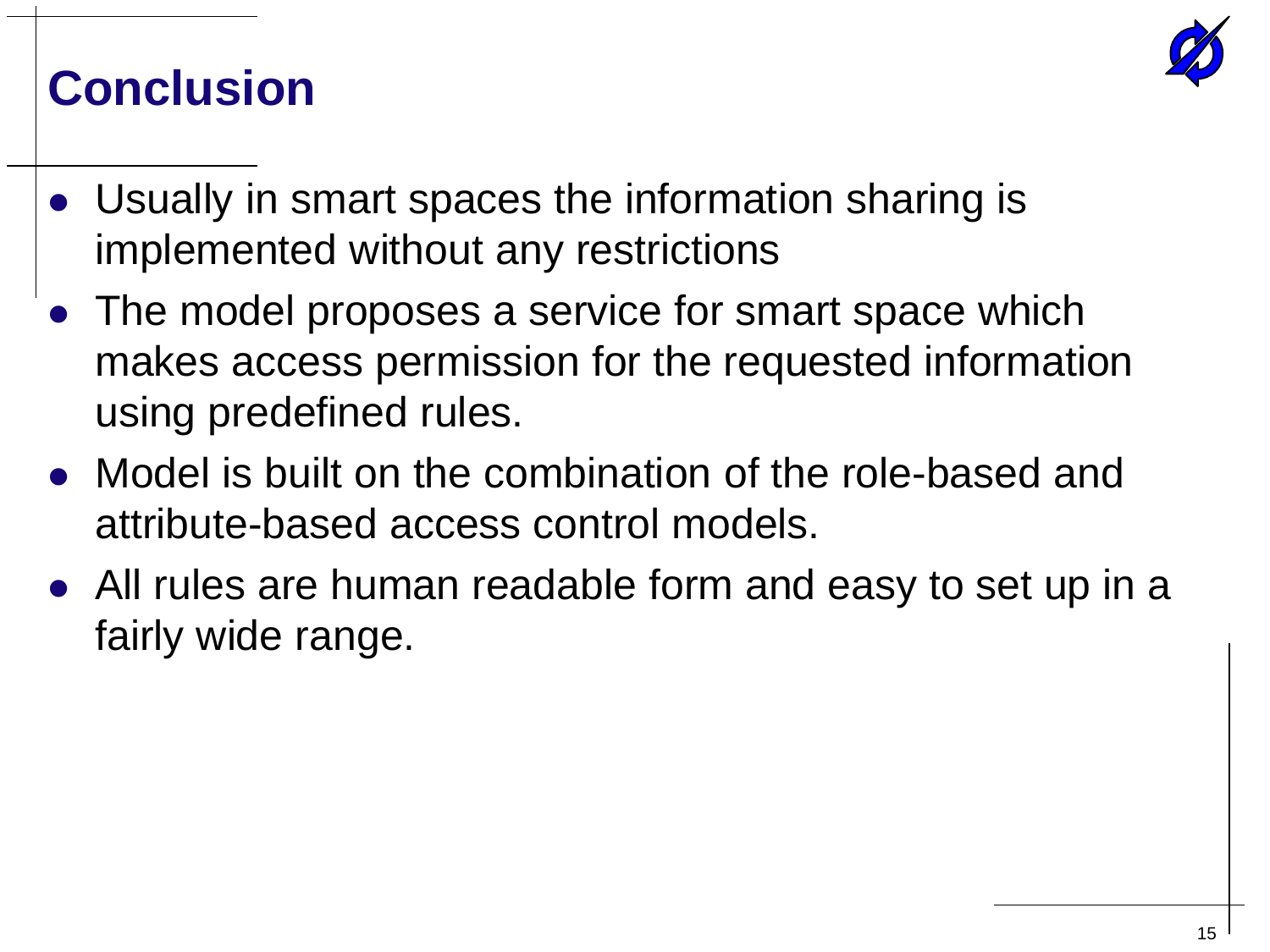# Conclusion

- Usually in smart spaces the information sharing is implemented without any restrictions
- The model proposes a service for smart space which makes access permission for the requested information using predefined rules.
- Model is built on the combination of the role-based and attribute-based access control models.
- All rules are human readable form and easy to set up in a fairly wide range.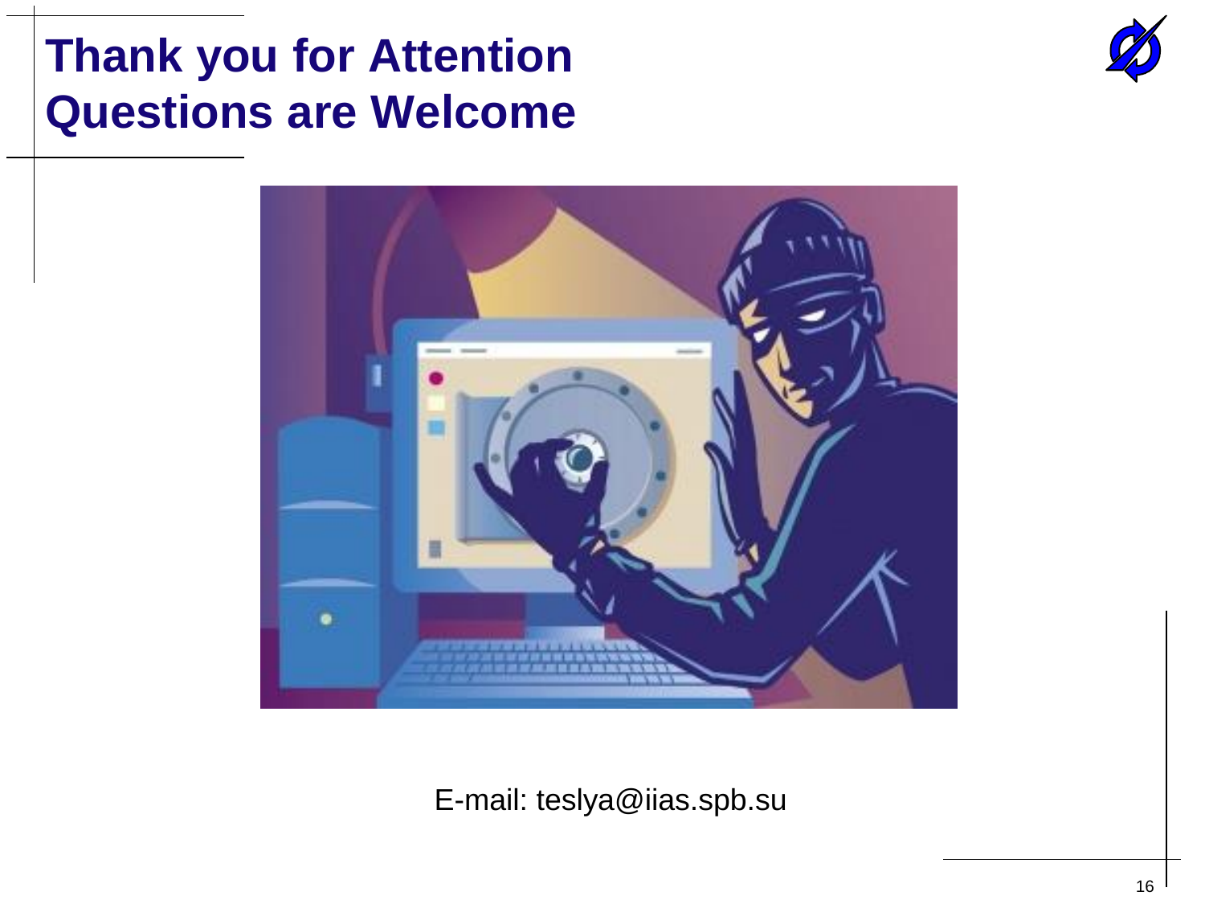# Thank you for Attention
# Questions are Welcome

E-mail: teslya@iias.spb.su